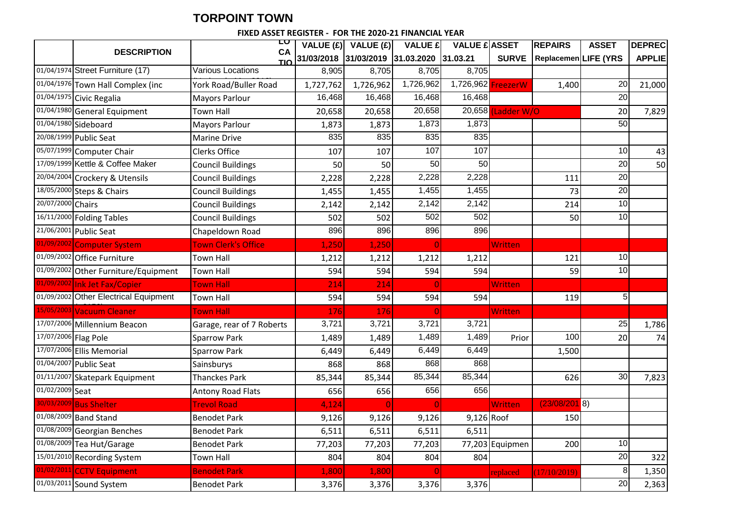# TORPOINT TOWN

**FIXED ASSET REGISTER - FOR THE 2020-21 FINANCIAL YEAR**

| | DESCRIPTION | LOCATION | VALUE (£) 31/03/2018 | VALUE (£) 31/03/2019 | VALUE £ 31.03.2020 | VALUE £ 31.03.21 | ASSET SURVEY | REPAIRS Replacement | ASSET LIFE (YRS | DEPREC APPLIED |
|---|---|---|---|---|---|---|---|---|---|---|
| 01/04/1974 | Street Furniture (17) | Various Locations | 8,905 | 8,705 | 8,705 | 8,705 | | | | |
| 01/04/1976 | Town Hall Complex (inc | York Road/Buller Road | 1,727,762 | 1,726,962 | 1,726,962 | 1,726,962 | FreezerW | 1,400 | 20 | 21,000 |
| 01/04/1975 | Civic Regalia | Mayors Parlour | 16,468 | 16,468 | 16,468 | 16,468 | | | 20 | |
| 01/04/1980 | General Equipment | Town Hall | 20,658 | 20,658 | 20,658 | 20,658 | (Ladder W/O | | 20 | 7,829 |
| 01/04/1980 | Sideboard | Mayors Parlour | 1,873 | 1,873 | 1,873 | 1,873 | | | 50 | |
| 20/08/1999 | Public Seat | Marine Drive | 835 | 835 | 835 | 835 | | | | |
| 05/07/1999 | Computer Chair | Clerks Office | 107 | 107 | 107 | 107 | | | 10 | 43 |
| 17/09/1999 | Kettle & Coffee Maker | Council Buildings | 50 | 50 | 50 | 50 | | | 20 | 50 |
| 20/04/2004 | Crockery & Utensils | Council Buildings | 2,228 | 2,228 | 2,228 | 2,228 | | 111 | 20 | |
| 18/05/2000 | Steps & Chairs | Council Buildings | 1,455 | 1,455 | 1,455 | 1,455 | | 73 | 20 | |
| 20/07/2000 | Chairs | Council Buildings | 2,142 | 2,142 | 2,142 | 2,142 | | 214 | 10 | |
| 16/11/2000 | Folding Tables | Council Buildings | 502 | 502 | 502 | 502 | | 50 | 10 | |
| 21/06/2001 | Public Seat | Chapeldown Road | 896 | 896 | 896 | 896 | | | | |
| 01/09/2002 | Computer System | Town Clerk's Office | 1,250 | 1,250 | 0 | | Written | | | |
| 01/09/2002 | Office Furniture | Town Hall | 1,212 | 1,212 | 1,212 | 1,212 | | 121 | 10 | |
| 01/09/2002 | Other Furniture/Equipment | Town Hall | 594 | 594 | 594 | 594 | | 59 | 10 | |
| 01/09/2002 | Ink Jet Fax/Copier | Town Hall | 214 | 214 | 0 | | Written | | | |
| 01/09/2002 | Other Electrical Equipment | Town Hall | 594 | 594 | 594 | 594 | | 119 | 5 | |
| 15/05/2003 | Vacuum Cleaner | Town Hall | 176 | 176 | 0 | | Written | | | |
| 17/07/2006 | Millennium Beacon | Garage, rear of 7 Roberts | 3,721 | 3,721 | 3,721 | 3,721 | | | 25 | 1,786 |
| 17/07/2006 | Flag Pole | Sparrow Park | 1,489 | 1,489 | 1,489 | 1,489 | Prior | 100 | 20 | 74 |
| 17/07/2006 | Ellis Memorial | Sparrow Park | 6,449 | 6,449 | 6,449 | 6,449 | | 1,500 | | |
| 01/04/2007 | Public Seat | Sainsburys | 868 | 868 | 868 | 868 | | | | |
| 01/11/2007 | Skatepark Equipment | Thanckes Park | 85,344 | 85,344 | 85,344 | 85,344 | | 626 | 30 | 7,823 |
| 01/02/2009 | Seat | Antony Road Flats | 656 | 656 | 656 | 656 | | | | |
| 30/03/2009 | Bus Shelter | Trevol Road | 4,124 | 0 | 0 | | Written | (23/08/2018) | | |
| 01/08/2009 | Band Stand | Benodet Park | 9,126 | 9,126 | 9,126 | 9,126 | Roof | 150 | | |
| 01/08/2009 | Georgian Benches | Benodet Park | 6,511 | 6,511 | 6,511 | 6,511 | | | | |
| 01/08/2009 | Tea Hut/Garage | Benodet Park | 77,203 | 77,203 | 77,203 | 77,203 | Equipmen | 200 | 10 | |
| 15/01/2010 | Recording System | Town Hall | 804 | 804 | 804 | 804 | | | 20 | 322 |
| 01/02/2011 | CCTV Equipment | Benodet Park | 1,800 | 1,800 | 0 | | replaced | (17/10/2019) | 8 | 1,350 |
| 01/03/2011 | Sound System | Benodet Park | 3,376 | 3,376 | 3,376 | 3,376 | | | 20 | 2,363 |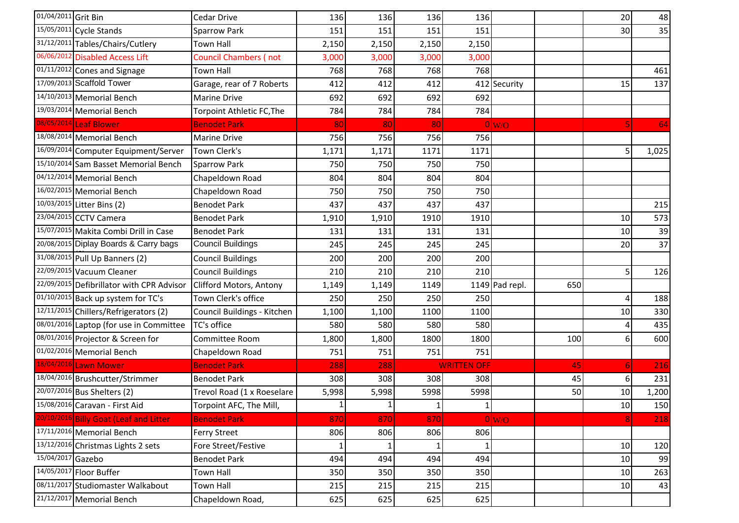| | | | | | | | | | | |
|---|---|---|---|---|---|---|---|---|---|---|
| 01/04/2011 | Grit Bin | Cedar Drive | 136 | 136 | 136 | 136 | | | 20 | 48 |
| 15/05/2011 | Cycle Stands | Sparrow Park | 151 | 151 | 151 | 151 | | | 30 | 35 |
| 31/12/2011 | Tables/Chairs/Cutlery | Town Hall | 2,150 | 2,150 | 2,150 | 2,150 | | | | |
| 06/06/2012 | Disabled Access Lift | Council Chambers ( not | 3,000 | 3,000 | 3,000 | 3,000 | | | | |
| 01/11/2012 | Cones and Signage | Town Hall | 768 | 768 | 768 | 768 | | | | 461 |
| 17/09/2013 | Scaffold Tower | Garage, rear of 7 Roberts | 412 | 412 | 412 | 412 | Security | | 15 | 137 |
| 14/10/2013 | Memorial Bench | Marine Drive | 692 | 692 | 692 | 692 | | | | |
| 19/03/2014 | Memorial Bench | Torpoint Athletic FC,The | 784 | 784 | 784 | 784 | | | | |
| 08/05/2014 | Leaf Blower | Benodet Park | 80 | 80 | 80 | 0 | W/O | | 5 | 64 |
| 18/08/2014 | Memorial Bench | Marine Drive | 756 | 756 | 756 | 756 | | | | |
| 16/09/2014 | Computer Equipment/Server | Town Clerk's | 1,171 | 1,171 | 1171 | 1171 | | | 5 | 1,025 |
| 15/10/2014 | Sam Basset Memorial Bench | Sparrow Park | 750 | 750 | 750 | 750 | | | | |
| 04/12/2014 | Memorial Bench | Chapeldown Road | 804 | 804 | 804 | 804 | | | | |
| 16/02/2015 | Memorial Bench | Chapeldown Road | 750 | 750 | 750 | 750 | | | | |
| 10/03/2015 | Litter Bins (2) | Benodet Park | 437 | 437 | 437 | 437 | | | | 215 |
| 23/04/2015 | CCTV Camera | Benodet Park | 1,910 | 1,910 | 1910 | 1910 | | | 10 | 573 |
| 15/07/2015 | Makita Combi Drill in Case | Benodet Park | 131 | 131 | 131 | 131 | | | 10 | 39 |
| 20/08/2015 | Diplay Boards & Carry bags | Council Buildings | 245 | 245 | 245 | 245 | | | 20 | 37 |
| 31/08/2015 | Pull Up Banners (2) | Council Buildings | 200 | 200 | 200 | 200 | | | | |
| 22/09/2015 | Vacuum Cleaner | Council Buildings | 210 | 210 | 210 | 210 | | | 5 | 126 |
| 22/09/2015 | Defibrillator with CPR Advisor | Clifford Motors, Antony | 1,149 | 1,149 | 1149 | 1149 | Pad repl. | 650 | | |
| 01/10/2015 | Back up system for TC's | Town Clerk's office | 250 | 250 | 250 | 250 | | | 4 | 188 |
| 12/11/2015 | Chillers/Refrigerators (2) | Council Buildings - Kitchen | 1,100 | 1,100 | 1100 | 1100 | | | 10 | 330 |
| 08/01/2016 | Laptop (for use in Committee | TC's office | 580 | 580 | 580 | 580 | | | 4 | 435 |
| 08/01/2016 | Projector & Screen for | Committee Room | 1,800 | 1,800 | 1800 | 1800 | | 100 | 6 | 600 |
| 01/02/2016 | Memorial Bench | Chapeldown Road | 751 | 751 | 751 | 751 | | | | |
| 18/04/2016 | Lawn Mower | Benodet Park | 288 | 288 | WRITTEN OFF | | | 45 | 6 | 216 |
| 18/04/2016 | Brushcutter/Strimmer | Benodet Park | 308 | 308 | 308 | 308 | | 45 | 6 | 231 |
| 20/07/2016 | Bus Shelters (2) | Trevol Road (1 x Roeselare | 5,998 | 5,998 | 5998 | 5998 | | 50 | 10 | 1,200 |
| 15/08/2016 | Caravan - First Aid | Torpoint AFC, The Mill, | 1 | 1 | 1 | 1 | | | 10 | 150 |
| 20/10/2016 | Billy Goat (Leaf and Litter | Benodet Park | 870 | 870 | 870 | 0 | W/O | | 8 | 218 |
| 17/11/2016 | Memorial Bench | Ferry Street | 806 | 806 | 806 | 806 | | | | |
| 13/12/2016 | Christmas Lights 2 sets | Fore Street/Festive | 1 | 1 | 1 | 1 | | | 10 | 120 |
| 15/04/2017 | Gazebo | Benodet Park | 494 | 494 | 494 | 494 | | | 10 | 99 |
| 14/05/2017 | Floor Buffer | Town Hall | 350 | 350 | 350 | 350 | | | 10 | 263 |
| 08/11/2017 | Studiomaster Walkabout | Town Hall | 215 | 215 | 215 | 215 | | | 10 | 43 |
| 21/12/2017 | Memorial Bench | Chapeldown Road, | 625 | 625 | 625 | 625 | | | | |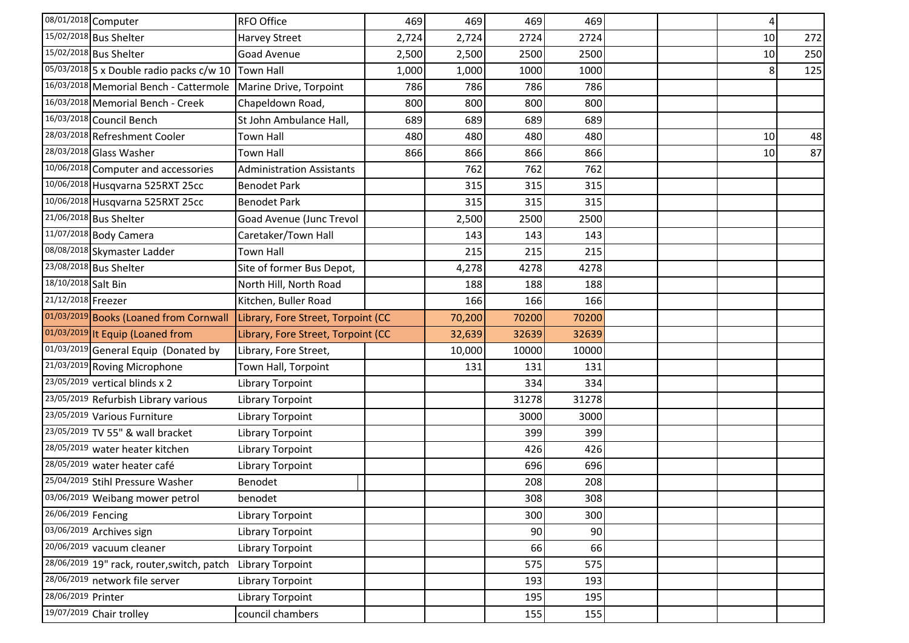| | | | | | | | | | | |
|---|---|---|---|---|---|---|---|---|---|---|
| 08/01/2018 | Computer | RFO Office | 469 | 469 | 469 | 469 | | | 4 | |
| 15/02/2018 | Bus Shelter | Harvey Street | 2,724 | 2,724 | 2724 | 2724 | | | 10 | 272 |
| 15/02/2018 | Bus Shelter | Goad Avenue | 2,500 | 2,500 | 2500 | 2500 | | | 10 | 250 |
| 05/03/2018 | 5 x Double radio packs c/w 10 | Town Hall | 1,000 | 1,000 | 1000 | 1000 | | | 8 | 125 |
| 16/03/2018 | Memorial Bench - Cattermole | Marine Drive, Torpoint | 786 | 786 | 786 | 786 | | | | |
| 16/03/2018 | Memorial Bench - Creek | Chapeldown Road, | 800 | 800 | 800 | 800 | | | | |
| 16/03/2018 | Council Bench | St John Ambulance Hall, | 689 | 689 | 689 | 689 | | | | |
| 28/03/2018 | Refreshment Cooler | Town Hall | 480 | 480 | 480 | 480 | | | 10 | 48 |
| 28/03/2018 | Glass Washer | Town Hall | 866 | 866 | 866 | 866 | | | 10 | 87 |
| 10/06/2018 | Computer and accessories | Administration Assistants | | 762 | 762 | 762 | | | | |
| 10/06/2018 | Husqvarna 525RXT 25cc | Benodet Park | | 315 | 315 | 315 | | | | |
| 10/06/2018 | Husqvarna 525RXT 25cc | Benodet Park | | 315 | 315 | 315 | | | | |
| 21/06/2018 | Bus Shelter | Goad Avenue (Junc Trevol | | 2,500 | 2500 | 2500 | | | | |
| 11/07/2018 | Body Camera | Caretaker/Town Hall | | 143 | 143 | 143 | | | | |
| 08/08/2018 | Skymaster Ladder | Town Hall | | 215 | 215 | 215 | | | | |
| 23/08/2018 | Bus Shelter | Site of former Bus Depot, | | 4,278 | 4278 | 4278 | | | | |
| 18/10/2018 | Salt Bin | North Hill, North Road | | 188 | 188 | 188 | | | | |
| 21/12/2018 | Freezer | Kitchen, Buller Road | | 166 | 166 | 166 | | | | |
| 01/03/2019 | Books (Loaned from Cornwall | Library, Fore Street, Torpoint (CC | | 70,200 | 70200 | 70200 | | | | |
| 01/03/2019 | It Equip (Loaned from | Library, Fore Street, Torpoint (CC | | 32,639 | 32639 | 32639 | | | | |
| 01/03/2019 | General Equip (Donated by | Library, Fore Street, | | 10,000 | 10000 | 10000 | | | | |
| 21/03/2019 | Roving Microphone | Town Hall, Torpoint | | 131 | 131 | 131 | | | | |
| 23/05/2019 | vertical blinds x 2 | Library Torpoint | | | 334 | 334 | | | | |
| 23/05/2019 | Refurbish Library various | Library Torpoint | | | 31278 | 31278 | | | | |
| 23/05/2019 | Various Furniture | Library Torpoint | | | 3000 | 3000 | | | | |
| 23/05/2019 | TV 55" & wall bracket | Library Torpoint | | | 399 | 399 | | | | |
| 28/05/2019 | water heater kitchen | Library Torpoint | | | 426 | 426 | | | | |
| 28/05/2019 | water heater café | Library Torpoint | | | 696 | 696 | | | | |
| 25/04/2019 | Stihl Pressure Washer | Benodet | | | 208 | 208 | | | | |
| 03/06/2019 | Weibang mower petrol | benodet | | | 308 | 308 | | | | |
| 26/06/2019 | Fencing | Library Torpoint | | | 300 | 300 | | | | |
| 03/06/2019 | Archives sign | Library Torpoint | | | 90 | 90 | | | | |
| 20/06/2019 | vacuum cleaner | Library Torpoint | | | 66 | 66 | | | | |
| 28/06/2019 | 19" rack, router,switch, patch | Library Torpoint | | | 575 | 575 | | | | |
| 28/06/2019 | network file server | Library Torpoint | | | 193 | 193 | | | | |
| 28/06/2019 | Printer | Library Torpoint | | | 195 | 195 | | | | |
| 19/07/2019 | Chair trolley | council chambers | | | 155 | 155 | | | | |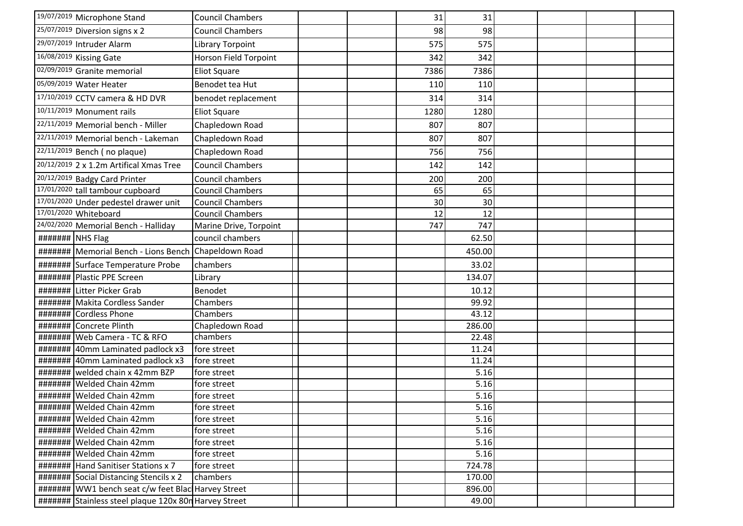| | | | | | | | | | | | |
|---|---|---|---|---|---|---|---|---|---|---|---|
| 19/07/2019 | Microphone Stand | Council Chambers | | | | 31 | 31 | | | | |
| 25/07/2019 | Diversion signs x 2 | Council Chambers | | | | 98 | 98 | | | | |
| 29/07/2019 | Intruder Alarm | Library Torpoint | | | | 575 | 575 | | | | |
| 16/08/2019 | Kissing Gate | Horson Field Torpoint | | | | 342 | 342 | | | | |
| 02/09/2019 | Granite memorial | Eliot Square | | | | 7386 | 7386 | | | | |
| 05/09/2019 | Water Heater | Benodet tea Hut | | | | 110 | 110 | | | | |
| 17/10/2019 | CCTV camera & HD DVR | benodet replacement | | | | 314 | 314 | | | | |
| 10/11/2019 | Monument rails | Eliot Square | | | | 1280 | 1280 | | | | |
| 22/11/2019 | Memorial bench - Miller | Chapledown Road | | | | 807 | 807 | | | | |
| 22/11/2019 | Memorial bench - Lakeman | Chapledown Road | | | | 807 | 807 | | | | |
| 22/11/2019 | Bench ( no plaque) | Chapledown Road | | | | 756 | 756 | | | | |
| 20/12/2019 | 2 x 1.2m Artifical Xmas Tree | Council Chambers | | | | 142 | 142 | | | | |
| 20/12/2019 | Badgy Card Printer | Council chambers | | | | 200 | 200 | | | | |
| 17/01/2020 | tall tambour cupboard | Council Chambers | | | | 65 | 65 | | | | |
| 17/01/2020 | Under pedestel drawer unit | Council Chambers | | | | 30 | 30 | | | | |
| 17/01/2020 | Whiteboard | Council Chambers | | | | 12 | 12 | | | | |
| 24/02/2020 | Memorial Bench - Halliday | Marine Drive, Torpoint | | | | 747 | 747 | | | | |
| ####### | NHS Flag | council chambers | | | | | 62.50 | | | | |
| ####### | Memorial Bench - Lions Bench | Chapeldown Road | | | | | 450.00 | | | | |
| ####### | Surface Temperature Probe | chambers | | | | | 33.02 | | | | |
| ####### | Plastic PPE Screen | Library | | | | | 134.07 | | | | |
| ####### | Litter Picker Grab | Benodet | | | | | 10.12 | | | | |
| ####### | Makita Cordless Sander | Chambers | | | | | 99.92 | | | | |
| ####### | Cordless Phone | Chambers | | | | | 43.12 | | | | |
| ####### | Concrete Plinth | Chapledown Road | | | | | 286.00 | | | | |
| ####### | Web Camera - TC & RFO | chambers | | | | | 22.48 | | | | |
| ####### | 40mm Laminated padlock x3 | fore street | | | | | 11.24 | | | | |
| ####### | 40mm Laminated padlock x3 | fore street | | | | | 11.24 | | | | |
| ####### | welded chain x 42mm BZP | fore street | | | | | 5.16 | | | | |
| ####### | Welded Chain 42mm | fore street | | | | | 5.16 | | | | |
| ####### | Welded Chain 42mm | fore street | | | | | 5.16 | | | | |
| ####### | Welded Chain 42mm | fore street | | | | | 5.16 | | | | |
| ####### | Welded Chain 42mm | fore street | | | | | 5.16 | | | | |
| ####### | Welded Chain 42mm | fore street | | | | | 5.16 | | | | |
| ####### | Welded Chain 42mm | fore street | | | | | 5.16 | | | | |
| ####### | Welded Chain 42mm | fore street | | | | | 5.16 | | | | |
| ####### | Hand Sanitiser Stations x 7 | fore street | | | | | 724.78 | | | | |
| ####### | Social Distancing Stencils x 2 | chambers | | | | | 170.00 | | | | |
| ####### | WW1 bench seat c/w feet Blac | Harvey Street | | | | | 896.00 | | | | |
| ####### | Stainless steel plaque 120x 80n | Harvey Street | | | | | 49.00 | | | | |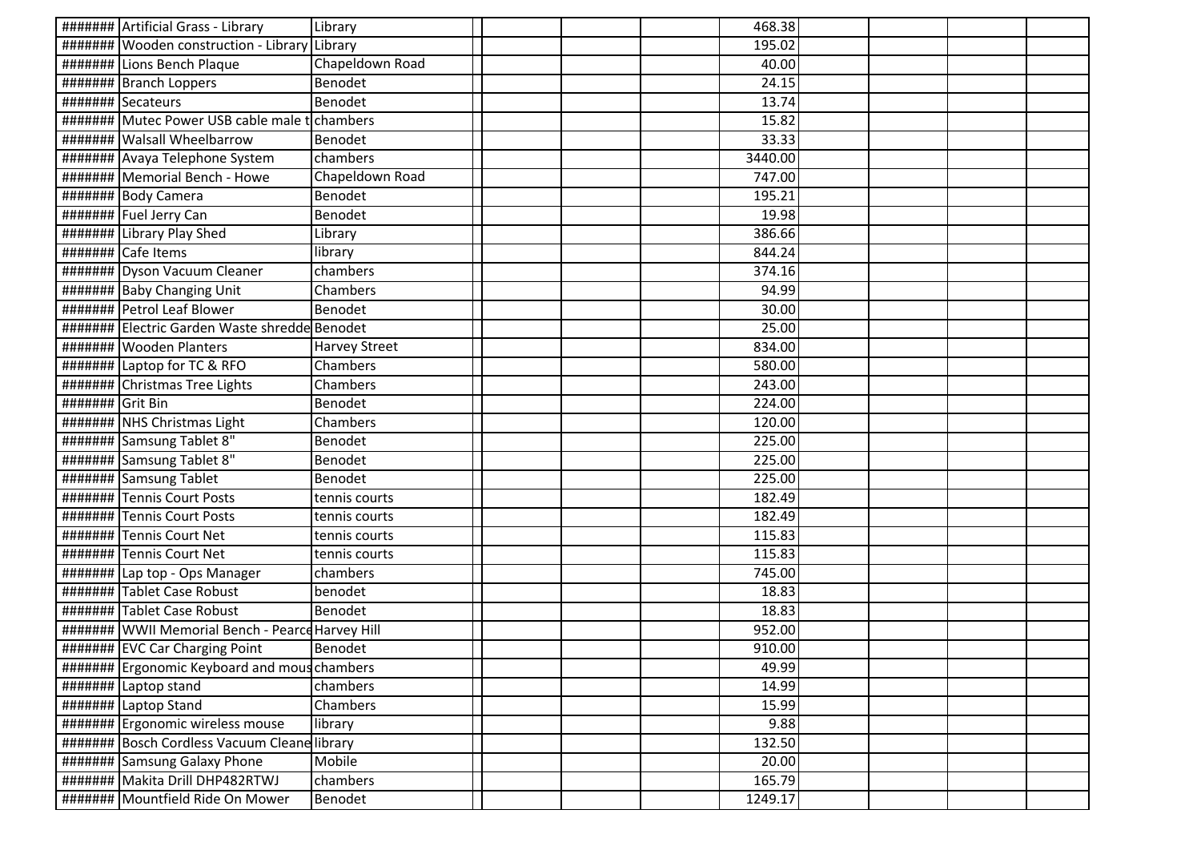| | | | | | | | | | | |
|---|---|---|---|---|---|---|---|---|---|---|
| ####### | Artificial Grass - Library | Library | | | | | 468.38 | | | |
| ####### | Wooden construction - Library | Library | | | | | 195.02 | | | |
| ####### | Lions Bench Plaque | Chapeldown Road | | | | | 40.00 | | | |
| ####### | Branch Loppers | Benodet | | | | | 24.15 | | | |
| ####### | Secateurs | Benodet | | | | | 13.74 | | | |
| ####### | Mutec Power USB cable male t | chambers | | | | | 15.82 | | | |
| ####### | Walsall Wheelbarrow | Benodet | | | | | 33.33 | | | |
| ####### | Avaya Telephone System | chambers | | | | | 3440.00 | | | |
| ####### | Memorial Bench - Howe | Chapeldown Road | | | | | 747.00 | | | |
| ####### | Body Camera | Benodet | | | | | 195.21 | | | |
| ####### | Fuel Jerry Can | Benodet | | | | | 19.98 | | | |
| ####### | Library Play Shed | Library | | | | | 386.66 | | | |
| ####### | Cafe Items | library | | | | | 844.24 | | | |
| ####### | Dyson Vacuum Cleaner | chambers | | | | | 374.16 | | | |
| ####### | Baby Changing Unit | Chambers | | | | | 94.99 | | | |
| ####### | Petrol Leaf Blower | Benodet | | | | | 30.00 | | | |
| ####### | Electric Garden Waste shredde | Benodet | | | | | 25.00 | | | |
| ####### | Wooden Planters | Harvey Street | | | | | 834.00 | | | |
| ####### | Laptop for TC & RFO | Chambers | | | | | 580.00 | | | |
| ####### | Christmas Tree Lights | Chambers | | | | | 243.00 | | | |
| ####### | Grit Bin | Benodet | | | | | 224.00 | | | |
| ####### | NHS Christmas Light | Chambers | | | | | 120.00 | | | |
| ####### | Samsung Tablet 8" | Benodet | | | | | 225.00 | | | |
| ####### | Samsung Tablet 8" | Benodet | | | | | 225.00 | | | |
| ####### | Samsung Tablet | Benodet | | | | | 225.00 | | | |
| ####### | Tennis Court Posts | tennis courts | | | | | 182.49 | | | |
| ####### | Tennis Court Posts | tennis courts | | | | | 182.49 | | | |
| ####### | Tennis Court Net | tennis courts | | | | | 115.83 | | | |
| ####### | Tennis Court Net | tennis courts | | | | | 115.83 | | | |
| ####### | Lap top - Ops Manager | chambers | | | | | 745.00 | | | |
| ####### | Tablet Case Robust | benodet | | | | | 18.83 | | | |
| ####### | Tablet Case Robust | Benodet | | | | | 18.83 | | | |
| ####### | WWII Memorial Bench - Pearce | Harvey Hill | | | | | 952.00 | | | |
| ####### | EVC Car Charging Point | Benodet | | | | | 910.00 | | | |
| ####### | Ergonomic Keyboard and mous | chambers | | | | | 49.99 | | | |
| ####### | Laptop stand | chambers | | | | | 14.99 | | | |
| ####### | Laptop Stand | Chambers | | | | | 15.99 | | | |
| ####### | Ergonomic wireless mouse | library | | | | | 9.88 | | | |
| ####### | Bosch Cordless Vacuum Cleane | library | | | | | 132.50 | | | |
| ####### | Samsung Galaxy Phone | Mobile | | | | | 20.00 | | | |
| ####### | Makita Drill DHP482RTWJ | chambers | | | | | 165.79 | | | |
| ####### | Mountfield Ride On Mower | Benodet | | | | | 1249.17 | | | |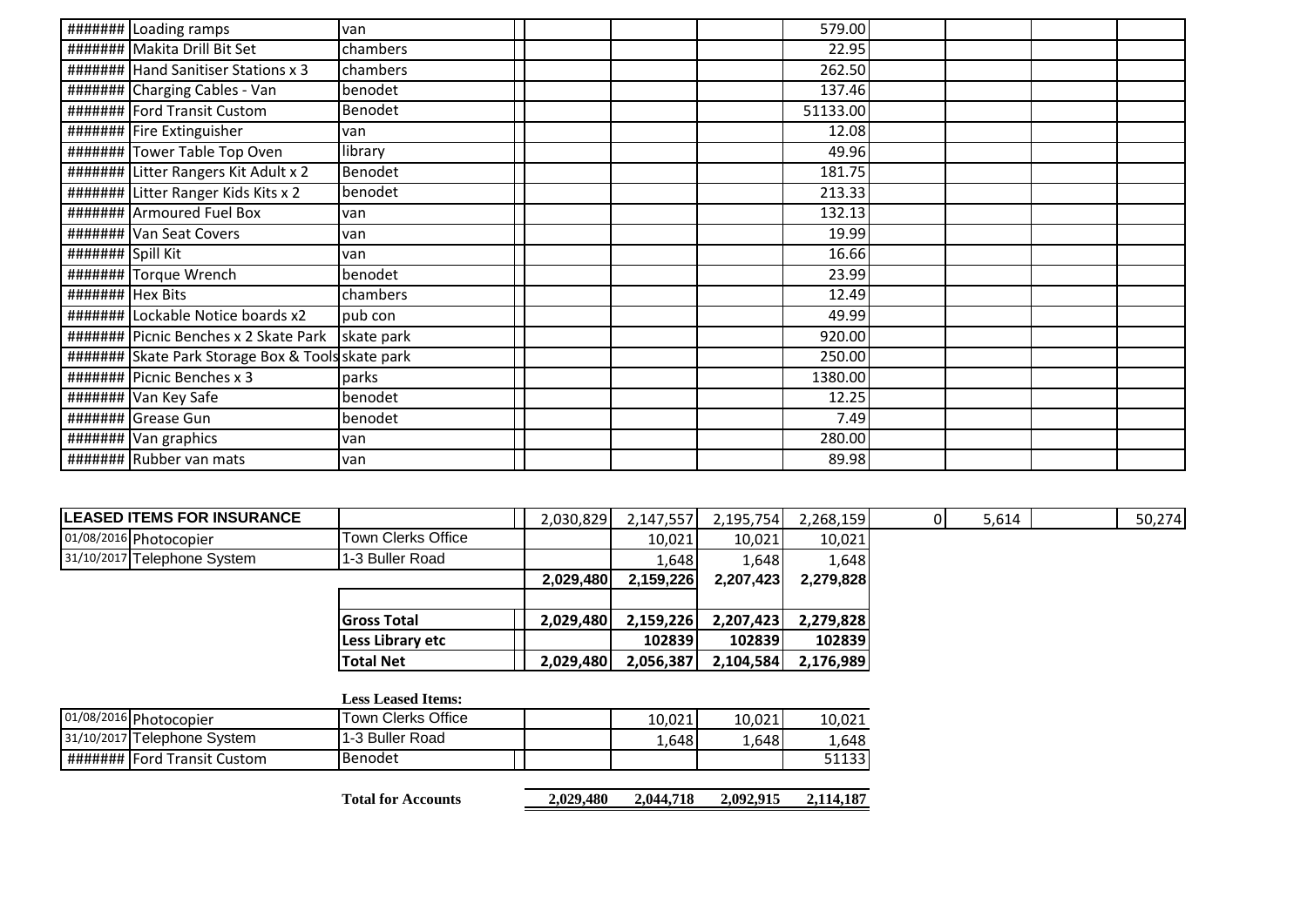| | | | | | | | | | | | |
|---|---|---|---|---|---|---|---|---|---|---|---|
| ####### | Loading ramps | van | | | | | 579.00 | | | | |
| ####### | Makita Drill Bit Set | chambers | | | | | 22.95 | | | | |
| ####### | Hand Sanitiser Stations x 3 | chambers | | | | | 262.50 | | | | |
| ####### | Charging Cables - Van | benodet | | | | | 137.46 | | | | |
| ####### | Ford Transit Custom | Benodet | | | | | 51133.00 | | | | |
| ####### | Fire Extinguisher | van | | | | | 12.08 | | | | |
| ####### | Tower Table Top Oven | library | | | | | 49.96 | | | | |
| ####### | Litter Rangers Kit Adult x 2 | Benodet | | | | | 181.75 | | | | |
| ####### | Litter Ranger Kids Kits x 2 | benodet | | | | | 213.33 | | | | |
| ####### | Armoured Fuel Box | van | | | | | 132.13 | | | | |
| ####### | Van Seat Covers | van | | | | | 19.99 | | | | |
| ####### | Spill Kit | van | | | | | 16.66 | | | | |
| ####### | Torque Wrench | benodet | | | | | 23.99 | | | | |
| ####### | Hex Bits | chambers | | | | | 12.49 | | | | |
| ####### | Lockable Notice boards x2 | pub con | | | | | 49.99 | | | | |
| ####### | Picnic Benches x 2 Skate Park | skate park | | | | | 920.00 | | | | |
| ####### | Skate Park Storage Box & Tools | skate park | | | | | 250.00 | | | | |
| ####### | Picnic Benches x 3 | parks | | | | | 1380.00 | | | | |
| ####### | Van Key Safe | benodet | | | | | 12.25 | | | | |
| ####### | Grease Gun | benodet | | | | | 7.49 | | | | |
| ####### | Van graphics | van | | | | | 280.00 | | | | |
| ####### | Rubber van mats | van | | | | | 89.98 | | | | |

| | | | | | | | | | | | |
|---|---|---|---|---|---|---|---|---|---|---|---|
| **LEASED ITEMS FOR INSURANCE** | | | | 2,030,829 | 2,147,557 | 2,195,754 | 2,268,159 | 0 | 5,614 | | 50,274 |
| 01/08/2016 | Photocopier | Town Clerks Office | | | 10,021 | 10,021 | 10,021 | | | | |
| 31/10/2017 | Telephone System | 1-3 Buller Road | | | 1,648 | 1,648 | 1,648 | | | | |
| | | | | **2,029,480** | **2,159,226** | **2,207,423** | **2,279,828** | | | | |
| | | | | | | | | | | | |
| | | **Gross Total** | | **2,029,480** | **2,159,226** | **2,207,423** | **2,279,828** | | | | |
| | | **Less Library etc** | | | **102839** | **102839** | **102839** | | | | |
| | | **Total Net** | | **2,029,480** | **2,056,387** | **2,104,584** | **2,176,989** | | | | |
| | | **Less Leased Items:** | | | | | | | | | |
| 01/08/2016 | Photocopier | Town Clerks Office | | | 10,021 | 10,021 | 10,021 | | | | |
| 31/10/2017 | Telephone System | 1-3 Buller Road | | | 1,648 | 1,648 | 1,648 | | | | |
| ####### | Ford Transit Custom | Benodet | | | | | 51133 | | | | |
| | | **Total for Accounts** | | **2,029,480** | **2,044,718** | **2,092,915** | **2,114,187** | | | | |